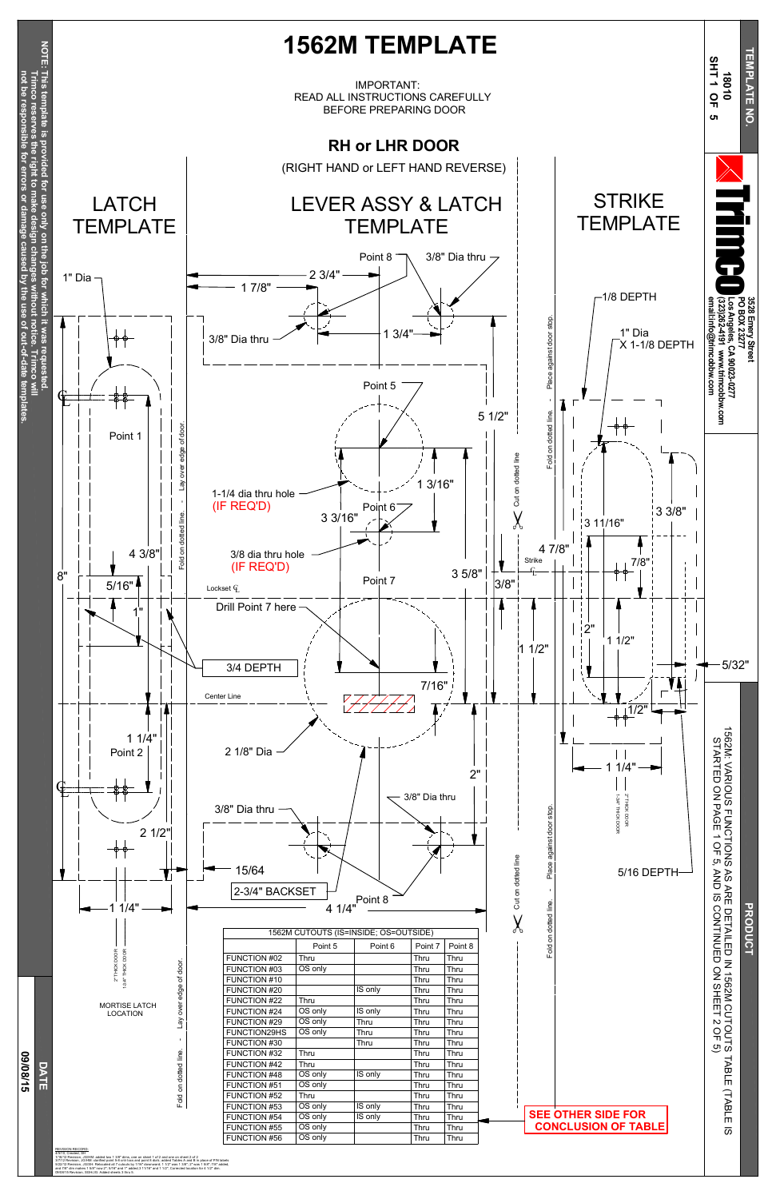# 1562M TEMPLATE

IMPORTANT:
READ ALL INSTRUCTIONS CAREFULLY
BEFORE PREPARING DOOR

## RH or LHR DOOR

(RIGHT HAND or LEFT HAND REVERSE)

### LATCH TEMPLATE

### LEVER ASSY & LATCH TEMPLATE

### STRIKE TEMPLATE

Point 8 — 3/8" Dia thru — 2 3/4" — 1 7/8" — 3/8" Dia thru — 1 3/4"

1" Dia

Point 5 — 5 1/2" — 1-1/4 dia thru hole (IF REQ'D) — 1 3/16" — 3 3/16" — Point 6

3/8 dia thru hole (IF REQ'D) — Point 7 — 3 5/8" — 3/8" — 4 7/8"

Point 1 — 4 3/8" — 8" — 5/16" — 1"

Lockset ℄ — Drill Point 7 here — 3/4 DEPTH — Center Line — 7/16" — 1 1/2"

2 1/8" Dia — 1 1/4" — Point 2 — 2" — 3/8" Dia thru — 3/8" Dia thru — 2 1/2"

15/64 — 2-3/4" BACKSET — Point 8 — 4 1/4" — 1 1/4"

1/8 DEPTH — 1" Dia X 1-1/8 DEPTH — 3 3/8" — 3 11/16" — 7/8" — Strike ℄ — 2" — 1 1/2" — 5/32" — 1/2" — 1 1/4" — 5/16 DEPTH

Lay over edge of door. - Fold on dotted line.

Place against door stop. - Fold on dotted line.

Cut on dotted line

2" THICK DOOR — 1-3/4" THICK DOOR

MORTISE LATCH LOCATION

| 1562M CUTOUTS (IS=INSIDE; OS=OUTSIDE) | | | | |
|---|---|---|---|---|
| | Point 5 | Point 6 | Point 7 | Point 8 |
| FUNCTION #02 | Thru | | Thru | Thru |
| FUNCTION #03 | OS only | | Thru | Thru |
| FUNCTION #10 | | | Thru | Thru |
| FUNCTION #20 | | IS only | Thru | Thru |
| FUNCTION #22 | Thru | | Thru | Thru |
| FUNCTION #24 | OS only | IS only | Thru | Thru |
| FUNCTION #29 | OS only | Thru | Thru | Thru |
| FUNCTION29HS | OS only | Thru | Thru | Thru |
| FUNCTION #30 | | Thru | Thru | Thru |
| FUNCTION #32 | Thru | | Thru | Thru |
| FUNCTION #42 | Thru | | Thru | Thru |
| FUNCTION #48 | OS only | IS only | Thru | Thru |
| FUNCTION #51 | OS only | | Thru | Thru |
| FUNCTION #52 | Thru | | Thru | Thru |
| FUNCTION #53 | OS only | IS only | Thru | Thru |
| FUNCTION #54 | OS only | IS only | Thru | Thru |
| FUNCTION #55 | OS only | | Thru | Thru |
| FUNCTION #56 | OS only | | Thru | Thru |

**SEE OTHER SIDE FOR CONCLUSION OF TABLE**

PRODUCT: 1562M: VARIOUS FUNCTIONS AS ARE DETAILED IN 1562M CUTOUTS TABLE (TABLE IS STARTED ON PAGE 1 OF 5, AND IS CONTINUED ON SHEET 2 OF 5)

TEMPLATE NO. 18010 — SHT 1 OF 5

Trimco — 3528 Emery Street, PO BOX 23277, Los Angeles, CA 90023-0277, (323)262-4191 www.trimcobbw.com, email:info@trimcobbw.com

DATE: 09/08/15

NOTE: This template is provided for use only on the job for which it was requested. Trimco reserves the right to make design changes without notice. Trimco will not be responsible for errors or damage caused by the use of out-of-date templates.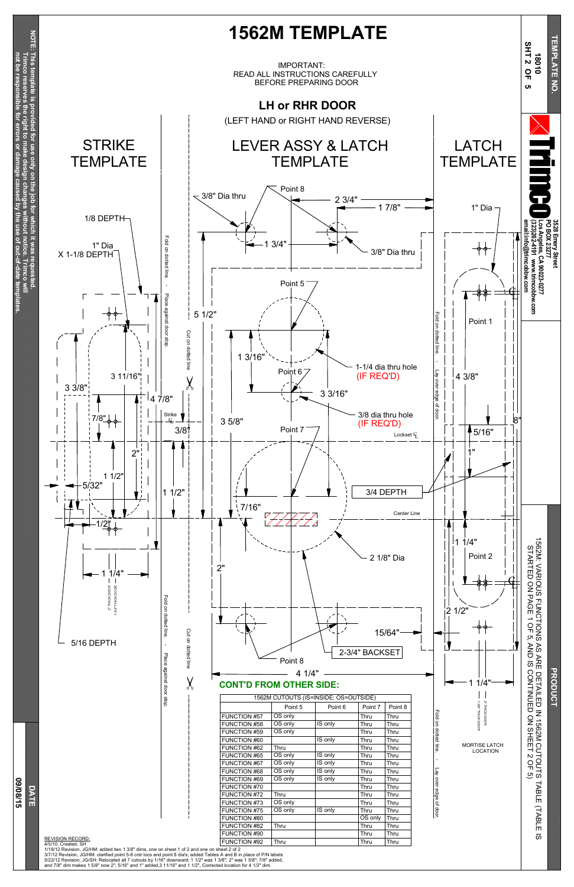# 1562M TEMPLATE

IMPORTANT:
READ ALL INSTRUCTIONS CAREFULLY
BEFORE PREPARING DOOR

## LH or RHR DOOR

(LEFT HAND or RIGHT HAND REVERSE)

### STRIKE TEMPLATE

1/8 DEPTH

1" Dia X 1-1/8 DEPTH

3 3/8"

3 11/16"

4 7/8"

7/8"

2"

1 1/2"

5/32"

1/2"

1 1/4"

5/16 DEPTH

Strike ℄

3/8"

1 1/2"

Fold on dotted line - Place against door stop

Cut on dotted line

### LEVER ASSY & LATCH TEMPLATE

Point 8

3/8" Dia thru

2 3/4"

1 7/8"

1 3/4"

3/8" Dia thru

Point 5

5 1/2"

1 3/16"

Point 6

1-1/4 dia thru hole (IF REQ'D)

3 3/16"

3/8 dia thru hole (IF REQ'D)

3 5/8"

Point 7

Lockset ℄

3/4 DEPTH

7/16"

Center Line

2 1/8" Dia

2"

15/64"

Point 8

2-3/4" BACKSET

4 1/4"

Fold on dotted line - Lay over edge of door

### LATCH TEMPLATE

1" Dia

Point 1

4 3/8"

8"

5/16"

1"

1 1/4"

Point 2

2 1/2"

1 1/4"

MORTISE LATCH LOCATION

## CONT'D FROM OTHER SIDE:

| 1562M CUTOUTS (IS=INSIDE; OS=OUTSIDE) | | | | |
|---|---|---|---|---|
| | Point 5 | Point 6 | Point 7 | Point 8 |
| FUNCTION #57 | OS only | | Thru | Thru |
| FUNCTION #58 | OS only | IS only | Thru | Thru |
| FUNCTION #59 | OS only | | Thru | Thru |
| FUNCTION #60 | | IS only | Thru | Thru |
| FUNCTION #62 | Thru | | Thru | Thru |
| FUNCTION #65 | OS only | IS only | Thru | Thru |
| FUNCTION #67 | OS only | IS only | Thru | Thru |
| FUNCTION #68 | OS only | IS only | Thru | Thru |
| FUNCTION #69 | OS only | IS only | Thru | Thru |
| FUNCTION #70 | | | Thru | Thru |
| FUNCTION #72 | Thru | | Thru | Thru |
| FUNCTION #73 | OS only | | Thru | Thru |
| FUNCTION #75 | OS only | IS only | Thru | Thru |
| FUNCTION #80 | | | OS only | Thru |
| FUNCTION #82 | Thru | | Thru | Thru |
| FUNCTION #90 | | | Thru | Thru |
| FUNCTION #92 | Thru | | Thru | Thru |

1562M: VARIOUS FUNCTIONS AS ARE DETAILED IN 1562M CUTOUTS TABLE (TABLE IS STARTED ON PAGE 1 OF 5, AND IS CONTINUED ON SHEET 2 OF 5)

PRODUCT

TEMPLATE NO. 18010 SHT 2 OF 5

Trimco
3528 Emery Street
PO BOX 23277
Los Angeles, CA 90023-0277
(323)262-4191 www.trimcobbw.com
email:info@trimcobbw.com

NOTE: This template is provided for use only on the job for which it was requested. Trimco reserves the right to make design changes without notice. Trimco will not be responsible for errors or damage caused by the use of out-of-date templates.

DATE 09/08/15

REVISION RECORD:
4/5/10, Created, SH
1/18/12 Revision, JG/HM: added two 1 3/8" dims, one on sheet 1 of 2 and one on sheet 2 of 2
3/7/12 Revision, JG/HM: clarified point 5-8 cntr locs and point 8 dia's; added Tables A and B in place of P/N labels
5/22/12 Revision, JG/SH: Relocated all 7 cutouts by 1/16" downward; 1 1/2" was 1 3/8"; 2" was 1 5/8"; 7/8" added, and 7/8" dim makes 1 5/8" now 2"; 5/16" and 1" added,3 11/16" and 1 1/2", Corrected location for 4 1/2" dim.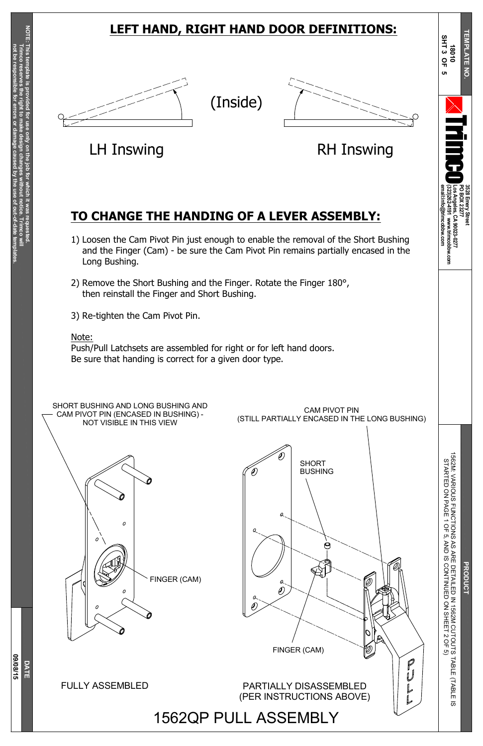## LEFT HAND, RIGHT HAND DOOR DEFINITIONS:

(Inside)

LH Inswing

RH Inswing

## TO CHANGE THE HANDING OF A LEVER ASSEMBLY:

1) Loosen the Cam Pivot Pin just enough to enable the removal of the Short Bushing and the Finger (Cam) - be sure the Cam Pivot Pin remains partially encased in the Long Bushing.

2) Remove the Short Bushing and the Finger. Rotate the Finger 180°, then reinstall the Finger and Short Bushing.

3) Re-tighten the Cam Pivot Pin.

Note:
Push/Pull Latchsets are assembled for right or for left hand doors.
Be sure that handing is correct for a given door type.

SHORT BUSHING AND LONG BUSHING AND CAM PIVOT PIN (ENCASED IN BUSHING) - NOT VISIBLE IN THIS VIEW

FINGER (CAM)

FULLY ASSEMBLED

CAM PIVOT PIN (STILL PARTIALLY ENCASED IN THE LONG BUSHING)

SHORT BUSHING

FINGER (CAM)

PULL

PARTIALLY DISASSEMBLED (PER INSTRUCTIONS ABOVE)

# 1562QP PULL ASSEMBLY

NOTE: This template is provided for use only on the job for which it was requested. Trimco reserves the right to make design changes without notice. Trimco will not be responsible for errors or damage caused by the use of out-of-date templates.

DATE 09/08/15

TEMPLATE NO. 18010 SHT 3 OF 5

Trimco
3528 Emery Street
PO BOX 23277
Los Angeles, CA 90023-0277
(323)262-4191 www.trimcobbw.com
email:info@trimcobbw.com

PRODUCT
1562M: VARIOUS FUNCTIONS AS ARE DETAILED IN 1562M CUTOUTS TABLE (TABLE IS STARTED ON PAGE 1 OF 5, AND IS CONTINUED ON SHEET 2 OF 5)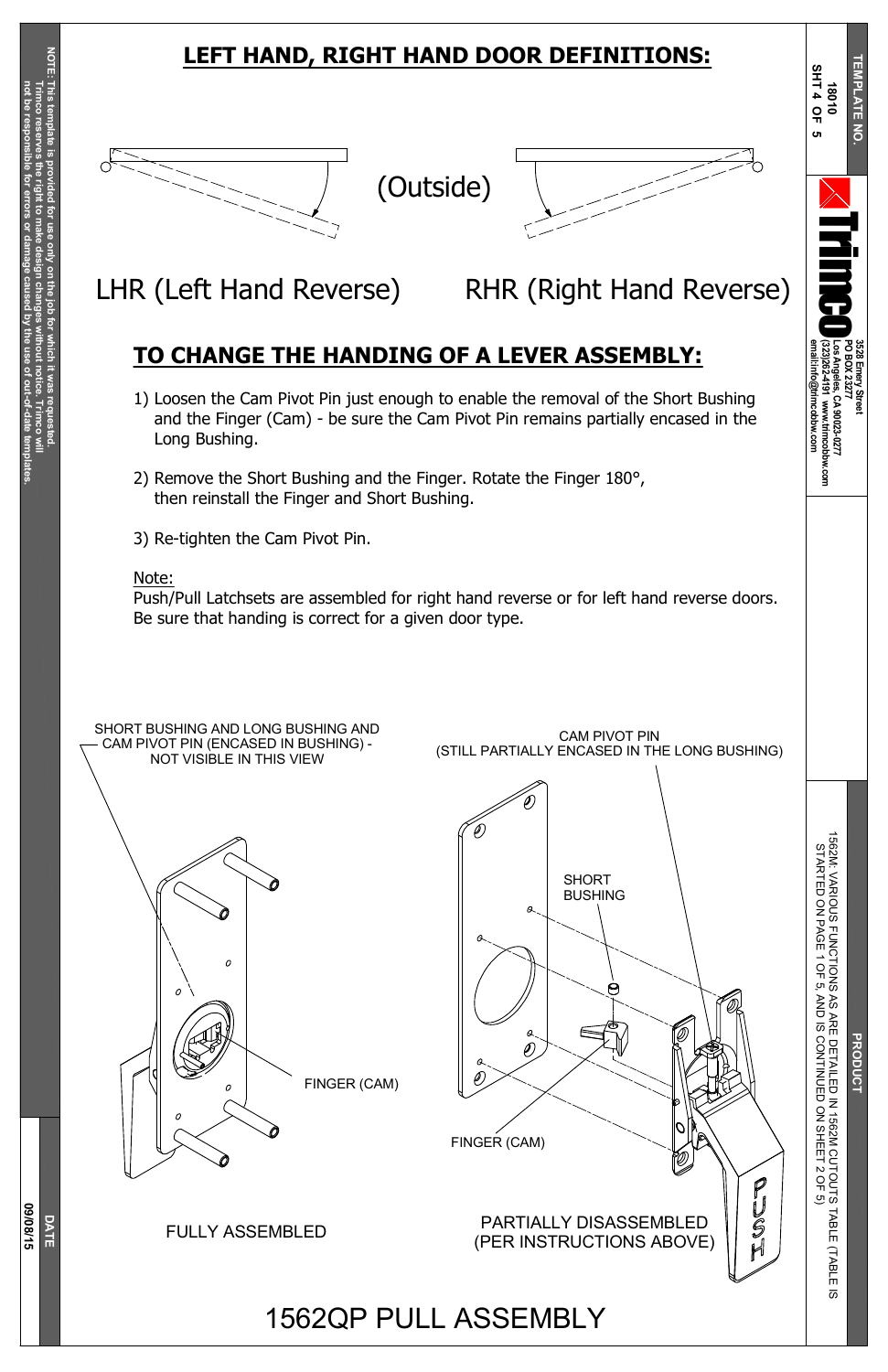## LEFT HAND, RIGHT HAND DOOR DEFINITIONS:

(Outside)

LHR (Left Hand Reverse) RHR (Right Hand Reverse)

## TO CHANGE THE HANDING OF A LEVER ASSEMBLY:

1) Loosen the Cam Pivot Pin just enough to enable the removal of the Short Bushing and the Finger (Cam) - be sure the Cam Pivot Pin remains partially encased in the Long Bushing.

2) Remove the Short Bushing and the Finger. Rotate the Finger 180°, then reinstall the Finger and Short Bushing.

3) Re-tighten the Cam Pivot Pin.

Note:
Push/Pull Latchsets are assembled for right hand reverse or for left hand reverse doors. Be sure that handing is correct for a given door type.

SHORT BUSHING AND LONG BUSHING AND CAM PIVOT PIN (ENCASED IN BUSHING) - NOT VISIBLE IN THIS VIEW

FINGER (CAM)

FULLY ASSEMBLED

CAM PIVOT PIN (STILL PARTIALLY ENCASED IN THE LONG BUSHING)

SHORT BUSHING

FINGER (CAM)

PUSH

PARTIALLY DISASSEMBLED (PER INSTRUCTIONS ABOVE)

# 1562QP PULL ASSEMBLY

NOTE: This template is provided for use only on the job for which it was requested. Trimco reserves the right to make design changes without notice. Trimco will not be responsible for errors or damage caused by the use of out-of-date templates.

DATE 09/08/15

TEMPLATE NO. 18010 SHT 4 OF 5

Trimco 3528 Emery Street PO BOX 23277 Los Angeles, CA 90023-0277 (323)262-4191 www.trimcobbw.com email:info@trimcobbw.com

PRODUCT 1562M: VARIOUS FUNCTIONS AS ARE DETAILED IN 1562M CUTOUTS TABLE (TABLE IS STARTED ON PAGE 1 OF 5, AND IS CONTINUED ON SHEET 2 OF 5)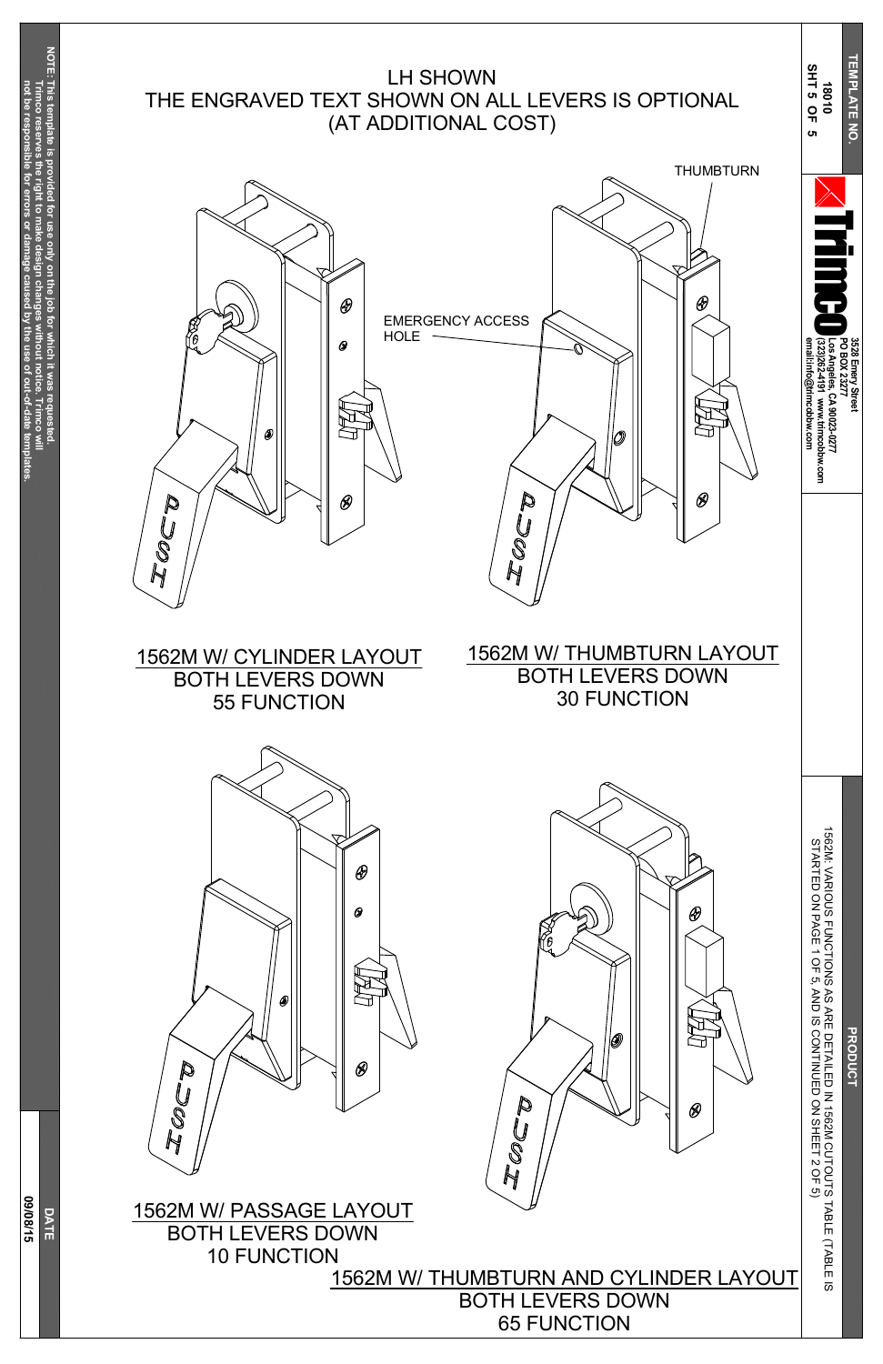LH SHOWN
THE ENGRAVED TEXT SHOWN ON ALL LEVERS IS OPTIONAL
(AT ADDITIONAL COST)

EMERGENCY ACCESS HOLE

THUMBTURN

PUSH

1562M W/ CYLINDER LAYOUT
BOTH LEVERS DOWN
55 FUNCTION

1562M W/ THUMBTURN LAYOUT
BOTH LEVERS DOWN
30 FUNCTION

1562M W/ PASSAGE LAYOUT
BOTH LEVERS DOWN
10 FUNCTION

1562M W/ THUMBTURN AND CYLINDER LAYOUT
BOTH LEVERS DOWN
65 FUNCTION

TEMPLATE NO.
18010
SHT 5 OF 5

Trimco
3528 Emery Street
PO BOX 23277
Los Angeles, CA 90023-0277
(323)262-4191 www.trimcobbw.com
email:info@trimcobbw.com

PRODUCT
1562M: VARIOUS FUNCTIONS AS ARE DETAILED IN 1562M CUTOUTS TABLE (TABLE IS STARTED ON PAGE 1 OF 5, AND IS CONTINUED ON SHEET 2 OF 5)

NOTE: This template is provided for use only on the job for which it was requested. Trimco reserves the right to make design changes without notice. Trimco will not be responsible for errors or damage caused by the use of out-of-date templates.

DATE
09/08/15